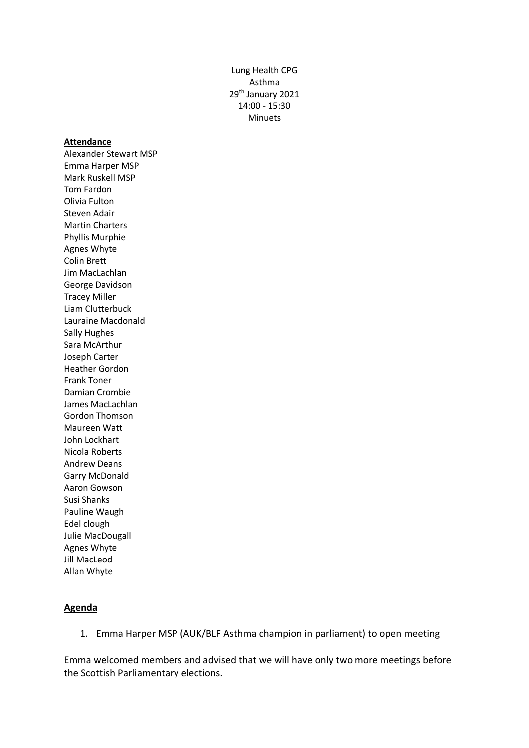Lung Health CPG
Asthma
29th January 2021
14:00 - 15:30
Minuets

**Attendance**

Alexander Stewart MSP
Emma Harper MSP
Mark Ruskell MSP
Tom Fardon
Olivia Fulton
Steven Adair
Martin Charters
Phyllis Murphie
Agnes Whyte
Colin Brett
Jim MacLachlan
George Davidson
Tracey Miller
Liam Clutterbuck
Lauraine Macdonald
Sally Hughes
Sara McArthur
Joseph Carter
Heather Gordon
Frank Toner
Damian Crombie
James MacLachlan
Gordon Thomson
Maureen Watt
John Lockhart
Nicola Roberts
Andrew Deans
Garry McDonald
Aaron Gowson
Susi Shanks
Pauline Waugh
Edel clough
Julie MacDougall
Agnes Whyte
Jill MacLeod
Allan Whyte

**Agenda**

1. Emma Harper MSP (AUK/BLF Asthma champion in parliament) to open meeting

Emma welcomed members and advised that we will have only two more meetings before the Scottish Parliamentary elections.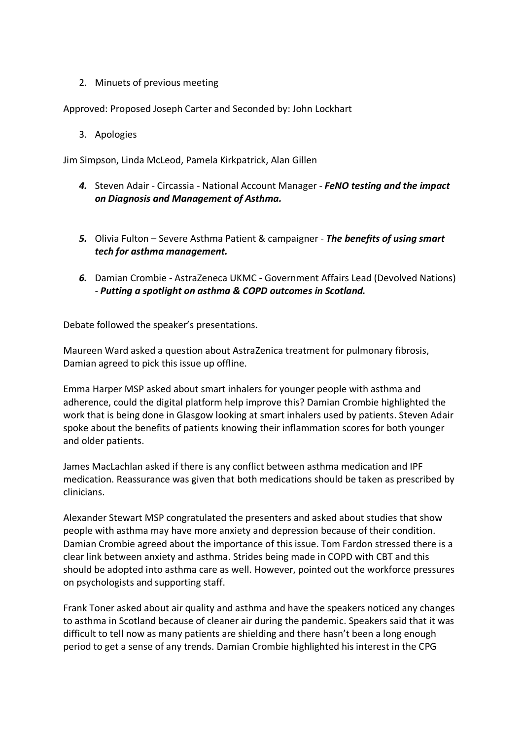2. Minuets of previous meeting

Approved: Proposed Joseph Carter and Seconded by: John Lockhart

3. Apologies

Jim Simpson, Linda McLeod, Pamela Kirkpatrick, Alan Gillen

4. Steven Adair - Circassia - National Account Manager - ***FeNO testing and the impact on Diagnosis and Management of Asthma.***

5. Olivia Fulton – Severe Asthma Patient & campaigner - ***The benefits of using smart tech for asthma management.***

6. Damian Crombie - AstraZeneca UKMC - Government Affairs Lead (Devolved Nations) - ***Putting a spotlight on asthma & COPD outcomes in Scotland.***

Debate followed the speaker's presentations.

Maureen Ward asked a question about AstraZenica treatment for pulmonary fibrosis, Damian agreed to pick this issue up offline.

Emma Harper MSP asked about smart inhalers for younger people with asthma and adherence, could the digital platform help improve this? Damian Crombie highlighted the work that is being done in Glasgow looking at smart inhalers used by patients. Steven Adair spoke about the benefits of patients knowing their inflammation scores for both younger and older patients.

James MacLachlan asked if there is any conflict between asthma medication and IPF medication. Reassurance was given that both medications should be taken as prescribed by clinicians.

Alexander Stewart MSP congratulated the presenters and asked about studies that show people with asthma may have more anxiety and depression because of their condition. Damian Crombie agreed about the importance of this issue. Tom Fardon stressed there is a clear link between anxiety and asthma. Strides being made in COPD with CBT and this should be adopted into asthma care as well. However, pointed out the workforce pressures on psychologists and supporting staff.

Frank Toner asked about air quality and asthma and have the speakers noticed any changes to asthma in Scotland because of cleaner air during the pandemic. Speakers said that it was difficult to tell now as many patients are shielding and there hasn't been a long enough period to get a sense of any trends. Damian Crombie highlighted his interest in the CPG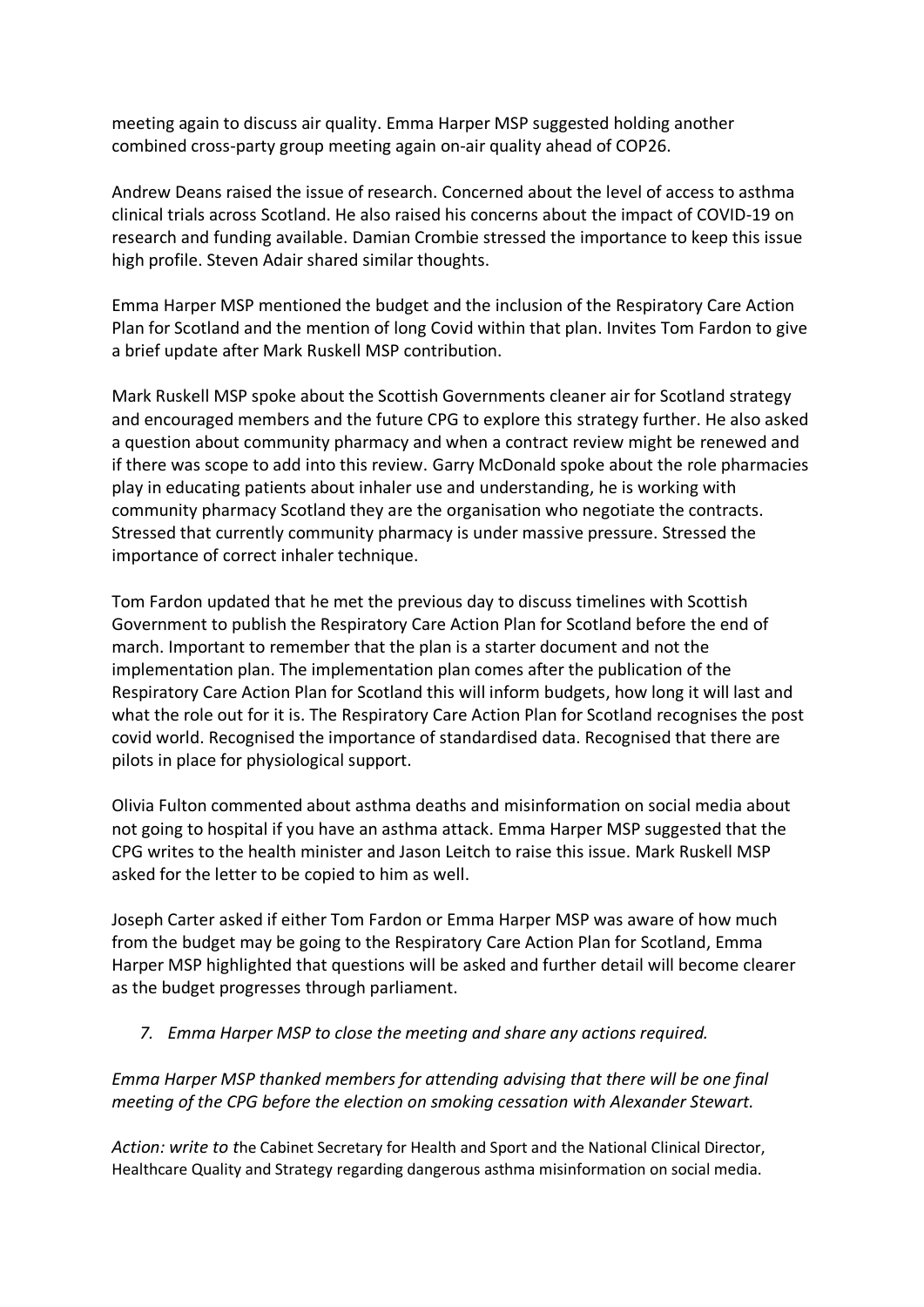meeting again to discuss air quality. Emma Harper MSP suggested holding another combined cross-party group meeting again on-air quality ahead of COP26.

Andrew Deans raised the issue of research. Concerned about the level of access to asthma clinical trials across Scotland. He also raised his concerns about the impact of COVID-19 on research and funding available. Damian Crombie stressed the importance to keep this issue high profile. Steven Adair shared similar thoughts.

Emma Harper MSP mentioned the budget and the inclusion of the Respiratory Care Action Plan for Scotland and the mention of long Covid within that plan. Invites Tom Fardon to give a brief update after Mark Ruskell MSP contribution.

Mark Ruskell MSP spoke about the Scottish Governments cleaner air for Scotland strategy and encouraged members and the future CPG to explore this strategy further. He also asked a question about community pharmacy and when a contract review might be renewed and if there was scope to add into this review. Garry McDonald spoke about the role pharmacies play in educating patients about inhaler use and understanding, he is working with community pharmacy Scotland they are the organisation who negotiate the contracts. Stressed that currently community pharmacy is under massive pressure. Stressed the importance of correct inhaler technique.

Tom Fardon updated that he met the previous day to discuss timelines with Scottish Government to publish the Respiratory Care Action Plan for Scotland before the end of march. Important to remember that the plan is a starter document and not the implementation plan. The implementation plan comes after the publication of the Respiratory Care Action Plan for Scotland this will inform budgets, how long it will last and what the role out for it is. The Respiratory Care Action Plan for Scotland recognises the post covid world. Recognised the importance of standardised data. Recognised that there are pilots in place for physiological support.

Olivia Fulton commented about asthma deaths and misinformation on social media about not going to hospital if you have an asthma attack. Emma Harper MSP suggested that the CPG writes to the health minister and Jason Leitch to raise this issue. Mark Ruskell MSP asked for the letter to be copied to him as well.

Joseph Carter asked if either Tom Fardon or Emma Harper MSP was aware of how much from the budget may be going to the Respiratory Care Action Plan for Scotland, Emma Harper MSP highlighted that questions will be asked and further detail will become clearer as the budget progresses through parliament.

7. *Emma Harper MSP to close the meeting and share any actions required.*

*Emma Harper MSP thanked members for attending advising that there will be one final meeting of the CPG before the election on smoking cessation with Alexander Stewart.*

*Action: write to t*he Cabinet Secretary for Health and Sport and the National Clinical Director, Healthcare Quality and Strategy regarding dangerous asthma misinformation on social media.